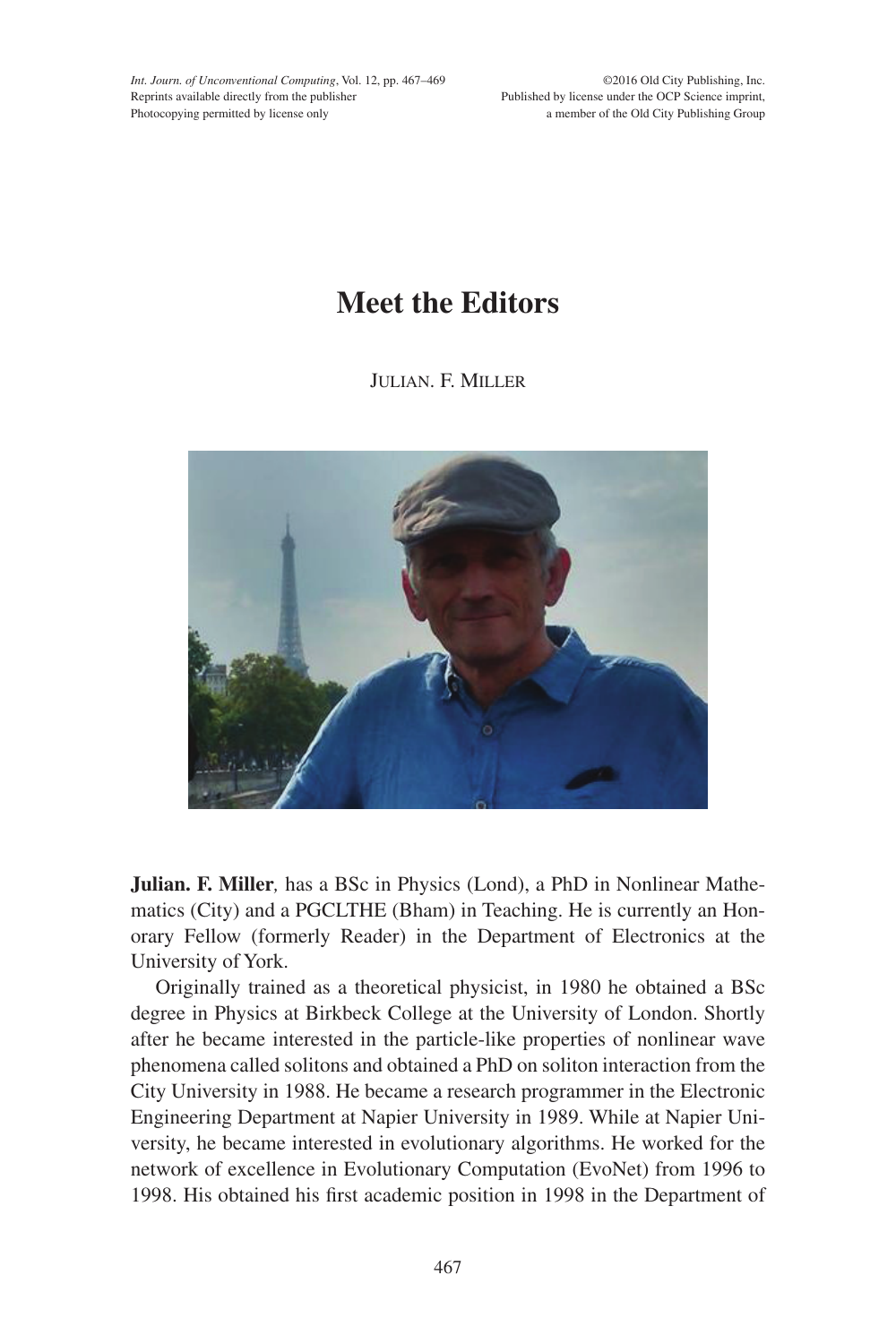# Meet the Editors

JULIAN. F. MILLER

**Julian. F. Miller**, has a BSc in Physics (Lond), a PhD in Nonlinear Mathematics (City) and a PGCLTHE (Bham) in Teaching. He is currently an Honorary Fellow (formerly Reader) in the Department of Electronics at the University of York.

Originally trained as a theoretical physicist, in 1980 he obtained a BSc degree in Physics at Birkbeck College at the University of London. Shortly after he became interested in the particle-like properties of nonlinear wave phenomena called solitons and obtained a PhD on soliton interaction from the City University in 1988. He became a research programmer in the Electronic Engineering Department at Napier University in 1989. While at Napier University, he became interested in evolutionary algorithms. He worked for the network of excellence in Evolutionary Computation (EvoNet) from 1996 to 1998. His obtained his first academic position in 1998 in the Department of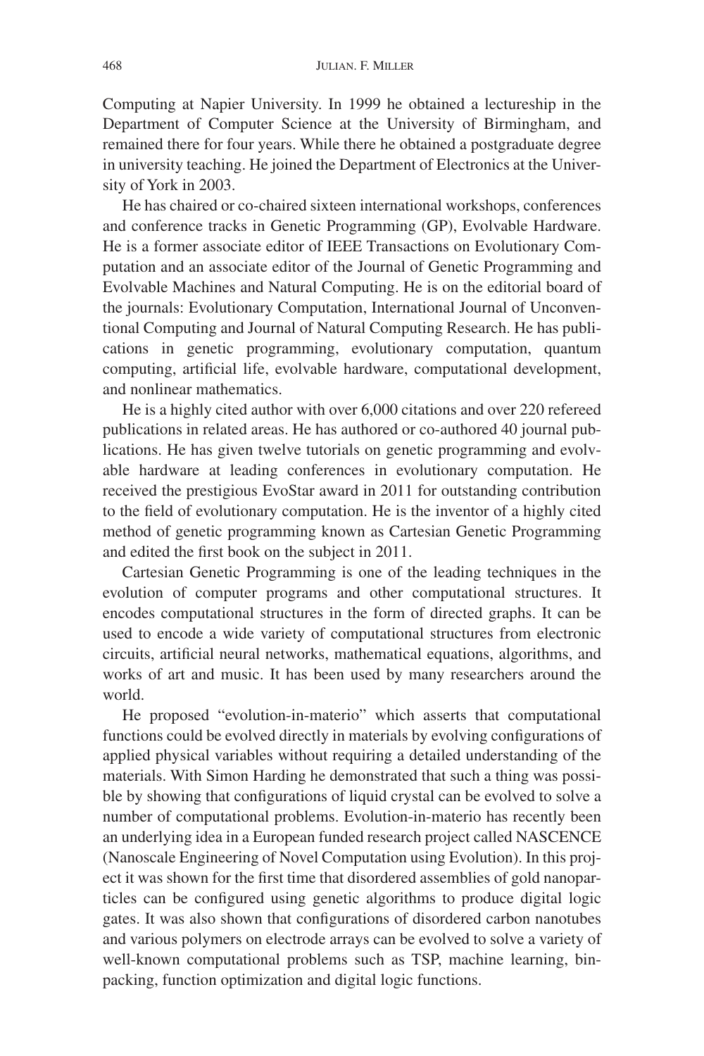Computing at Napier University. In 1999 he obtained a lectureship in the Department of Computer Science at the University of Birmingham, and remained there for four years. While there he obtained a postgraduate degree in university teaching. He joined the Department of Electronics at the University of York in 2003.

He has chaired or co-chaired sixteen international workshops, conferences and conference tracks in Genetic Programming (GP), Evolvable Hardware. He is a former associate editor of IEEE Transactions on Evolutionary Computation and an associate editor of the Journal of Genetic Programming and Evolvable Machines and Natural Computing. He is on the editorial board of the journals: Evolutionary Computation, International Journal of Unconventional Computing and Journal of Natural Computing Research. He has publications in genetic programming, evolutionary computation, quantum computing, artificial life, evolvable hardware, computational development, and nonlinear mathematics.

He is a highly cited author with over 6,000 citations and over 220 refereed publications in related areas. He has authored or co-authored 40 journal publications. He has given twelve tutorials on genetic programming and evolvable hardware at leading conferences in evolutionary computation. He received the prestigious EvoStar award in 2011 for outstanding contribution to the field of evolutionary computation. He is the inventor of a highly cited method of genetic programming known as Cartesian Genetic Programming and edited the first book on the subject in 2011.

Cartesian Genetic Programming is one of the leading techniques in the evolution of computer programs and other computational structures. It encodes computational structures in the form of directed graphs. It can be used to encode a wide variety of computational structures from electronic circuits, artificial neural networks, mathematical equations, algorithms, and works of art and music. It has been used by many researchers around the world.

He proposed "evolution-in-materio" which asserts that computational functions could be evolved directly in materials by evolving configurations of applied physical variables without requiring a detailed understanding of the materials. With Simon Harding he demonstrated that such a thing was possible by showing that configurations of liquid crystal can be evolved to solve a number of computational problems. Evolution-in-materio has recently been an underlying idea in a European funded research project called NASCENCE (Nanoscale Engineering of Novel Computation using Evolution). In this project it was shown for the first time that disordered assemblies of gold nanoparticles can be configured using genetic algorithms to produce digital logic gates. It was also shown that configurations of disordered carbon nanotubes and various polymers on electrode arrays can be evolved to solve a variety of well-known computational problems such as TSP, machine learning, bin-packing, function optimization and digital logic functions.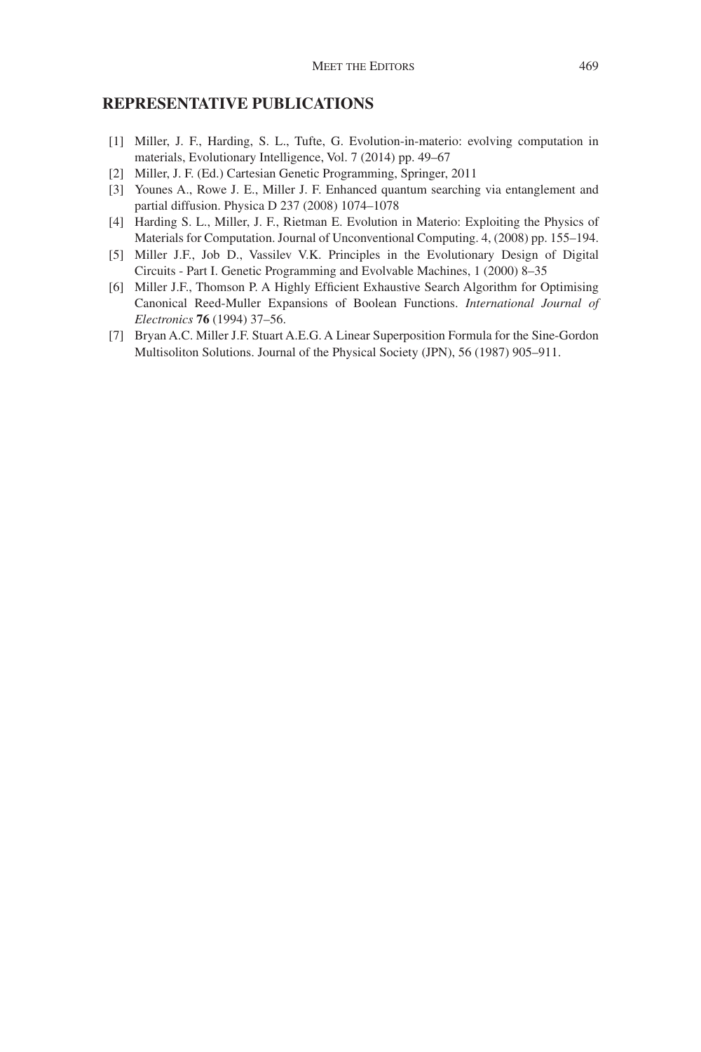## REPRESENTATIVE PUBLICATIONS

[1] Miller, J. F., Harding, S. L., Tufte, G. Evolution-in-materio: evolving computation in materials, Evolutionary Intelligence, Vol. 7 (2014) pp. 49–67

[2] Miller, J. F. (Ed.) Cartesian Genetic Programming, Springer, 2011

[3] Younes A., Rowe J. E., Miller J. F. Enhanced quantum searching via entanglement and partial diffusion. Physica D 237 (2008) 1074–1078

[4] Harding S. L., Miller, J. F., Rietman E. Evolution in Materio: Exploiting the Physics of Materials for Computation. Journal of Unconventional Computing. 4, (2008) pp. 155–194.

[5] Miller J.F., Job D., Vassilev V.K. Principles in the Evolutionary Design of Digital Circuits - Part I. Genetic Programming and Evolvable Machines, 1 (2000) 8–35

[6] Miller J.F., Thomson P. A Highly Efficient Exhaustive Search Algorithm for Optimising Canonical Reed-Muller Expansions of Boolean Functions. *International Journal of Electronics* **76** (1994) 37–56.

[7] Bryan A.C. Miller J.F. Stuart A.E.G. A Linear Superposition Formula for the Sine-Gordon Multisoliton Solutions. Journal of the Physical Society (JPN), 56 (1987) 905–911.